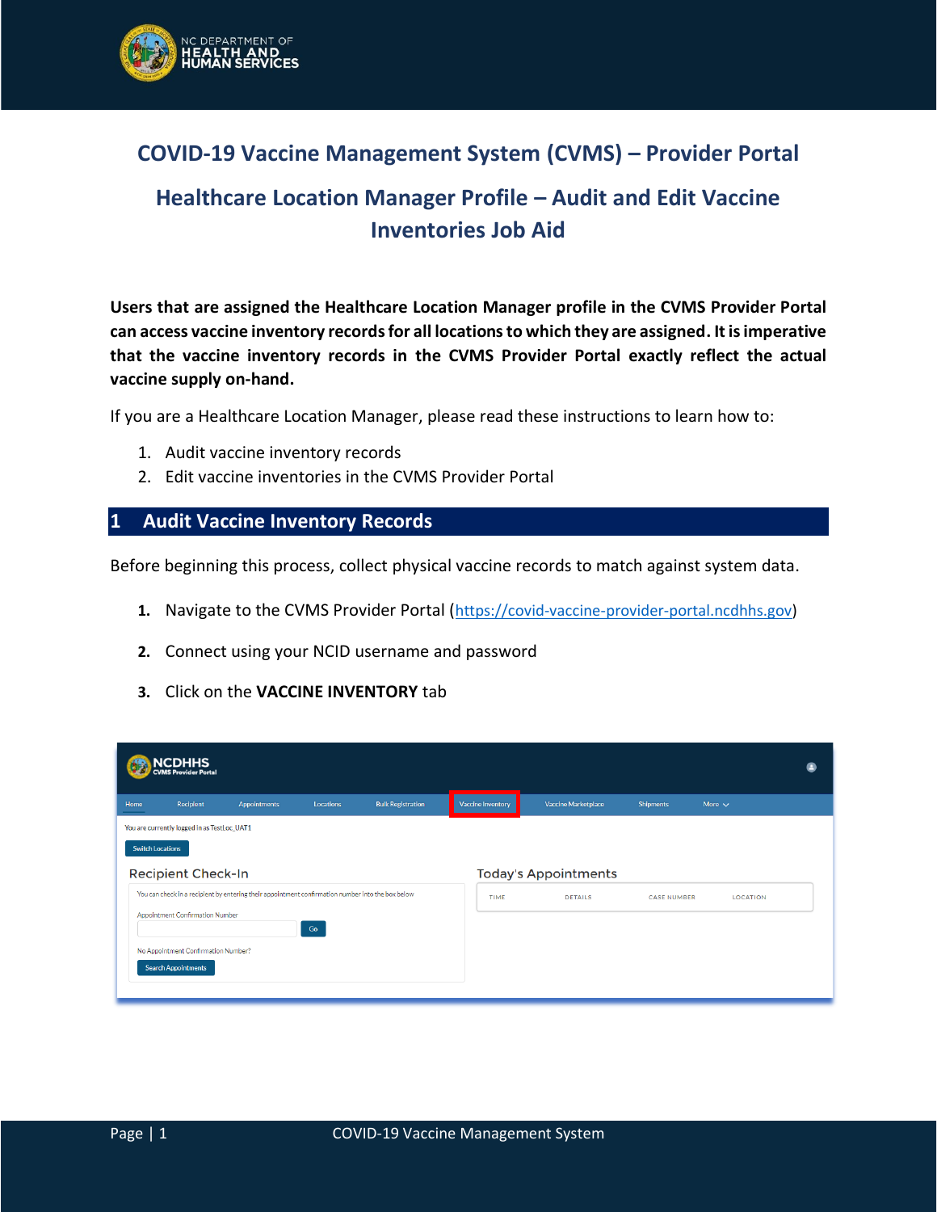# COVID-19 Vaccine Management System (CVMS) – Provider Portal

# Healthcare Location Manager Profile – Audit and Edit Vaccine Inventories Job Aid

**Users that are assigned the Healthcare Location Manager profile in the CVMS Provider Portal can access vaccine inventory records for all locations to which they are assigned. It is imperative that the vaccine inventory records in the CVMS Provider Portal exactly reflect the actual vaccine supply on-hand.**

If you are a Healthcare Location Manager, please read these instructions to learn how to:

1. Audit vaccine inventory records
2. Edit vaccine inventories in the CVMS Provider Portal

## 1 Audit Vaccine Inventory Records

Before beginning this process, collect physical vaccine records to match against system data.

1. Navigate to the CVMS Provider Portal (https://covid-vaccine-provider-portal.ncdhhs.gov)
2. Connect using your NCID username and password
3. Click on the **VACCINE INVENTORY** tab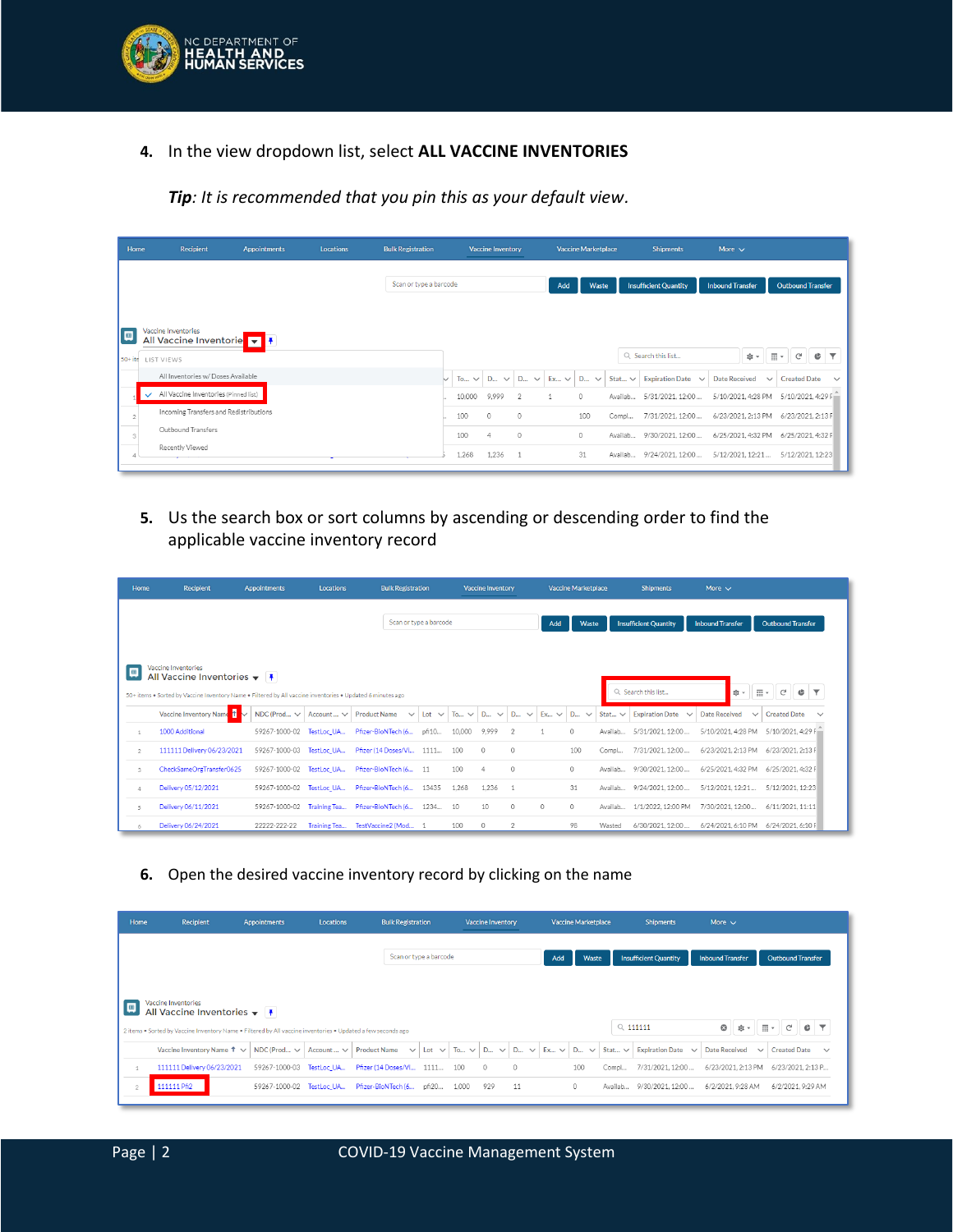4. In the view dropdown list, select **ALL VACCINE INVENTORIES**

   ***Tip**: It is recommended that you pin this as your default view.*

5. Us the search box or sort columns by ascending or descending order to find the applicable vaccine inventory record

6. Open the desired vaccine inventory record by clicking on the name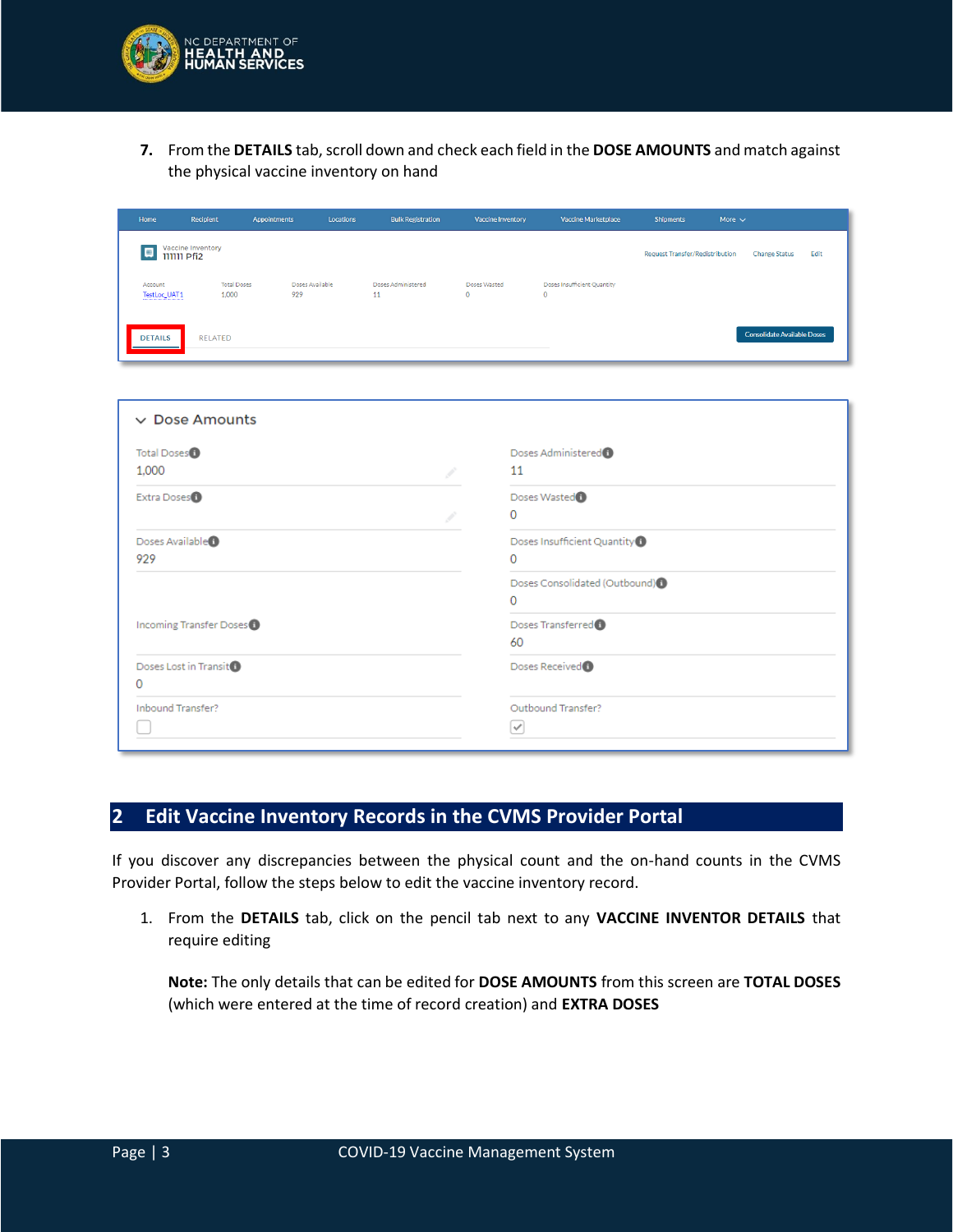7. From the **DETAILS** tab, scroll down and check each field in the **DOSE AMOUNTS** and match against the physical vaccine inventory on hand

## 2 Edit Vaccine Inventory Records in the CVMS Provider Portal

If you discover any discrepancies between the physical count and the on-hand counts in the CVMS Provider Portal, follow the steps below to edit the vaccine inventory record.

1. From the **DETAILS** tab, click on the pencil tab next to any **VACCINE INVENTOR DETAILS** that require editing

   **Note:** The only details that can be edited for **DOSE AMOUNTS** from this screen are **TOTAL DOSES** (which were entered at the time of record creation) and **EXTRA DOSES**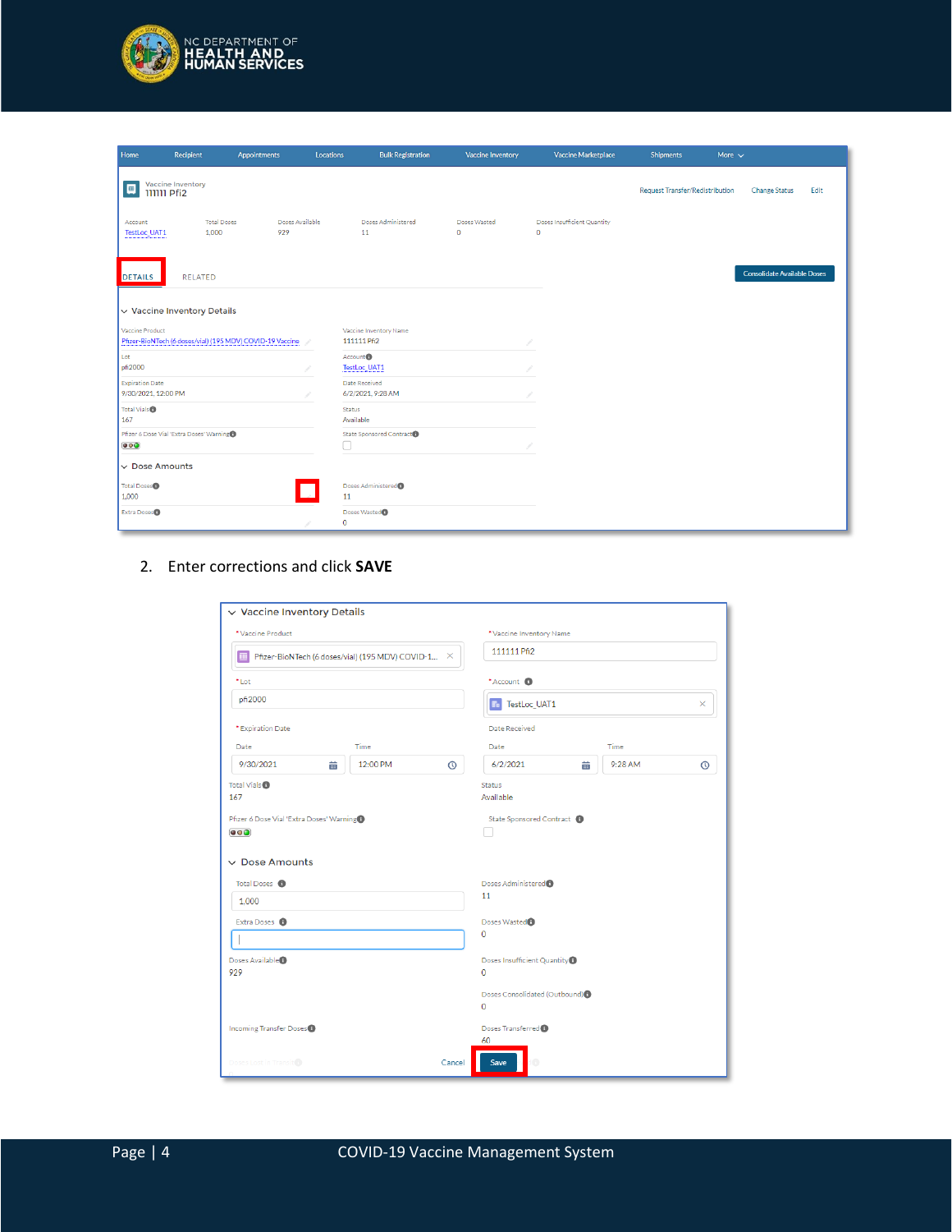2. Enter corrections and click **SAVE**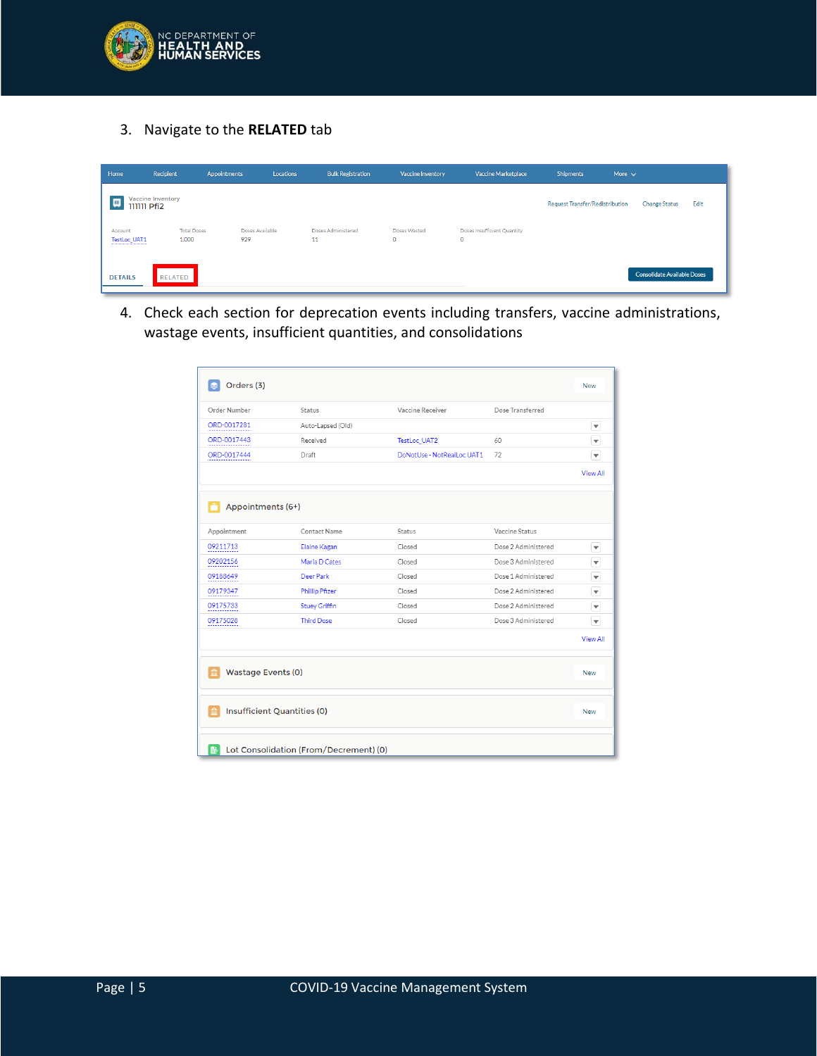3. Navigate to the **RELATED** tab

Home | Recipient | Appointments | Locations | Bulk Registration | Vaccine Inventory | Vaccine Marketplace | Shipments | More

Vaccine Inventory
111111 Pfi2

Request Transfer/Redistribution | Change Status | Edit

| Account | Total Doses | Doses Available | Doses Administered | Doses Wasted | Doses Insufficient Quantity |
| --- | --- | --- | --- | --- | --- |
| TestLoc_UAT1 | 1,000 | 929 | 11 | 0 | 0 |

DETAILS | RELATED

Consolidate Available Doses

4. Check each section for deprecation events including transfers, vaccine administrations, wastage events, insufficient quantities, and consolidations

**Orders (3)** — New

| Order Number | Status | Vaccine Receiver | Dose Transferred |
| --- | --- | --- | --- |
| ORD-0017281 | Auto-Lapsed (Old) | | |
| ORD-0017443 | Received | TestLoc_UAT2 | 60 |
| ORD-0017444 | Draft | DoNotUse - NotRealLoc UAT1 | 72 |

View All

**Appointments (6+)**

| Appointment | Contact Name | Status | Vaccine Status |
| --- | --- | --- | --- |
| 09211713 | Elaine Kagan | Closed | Dose 2 Administered |
| 09202156 | Marla D Cates | Closed | Dose 3 Administered |
| 09188649 | Deer Park | Closed | Dose 1 Administered |
| 09179347 | Phillip Pfizer | Closed | Dose 2 Administered |
| 09175733 | Stuey Griffin | Closed | Dose 2 Administered |
| 09175028 | Third Dose | Closed | Dose 3 Administered |

View All

**Wastage Events (0)** — New

**Insufficient Quantities (0)** — New

**Lot Consolidation (From/Decrement) (0)**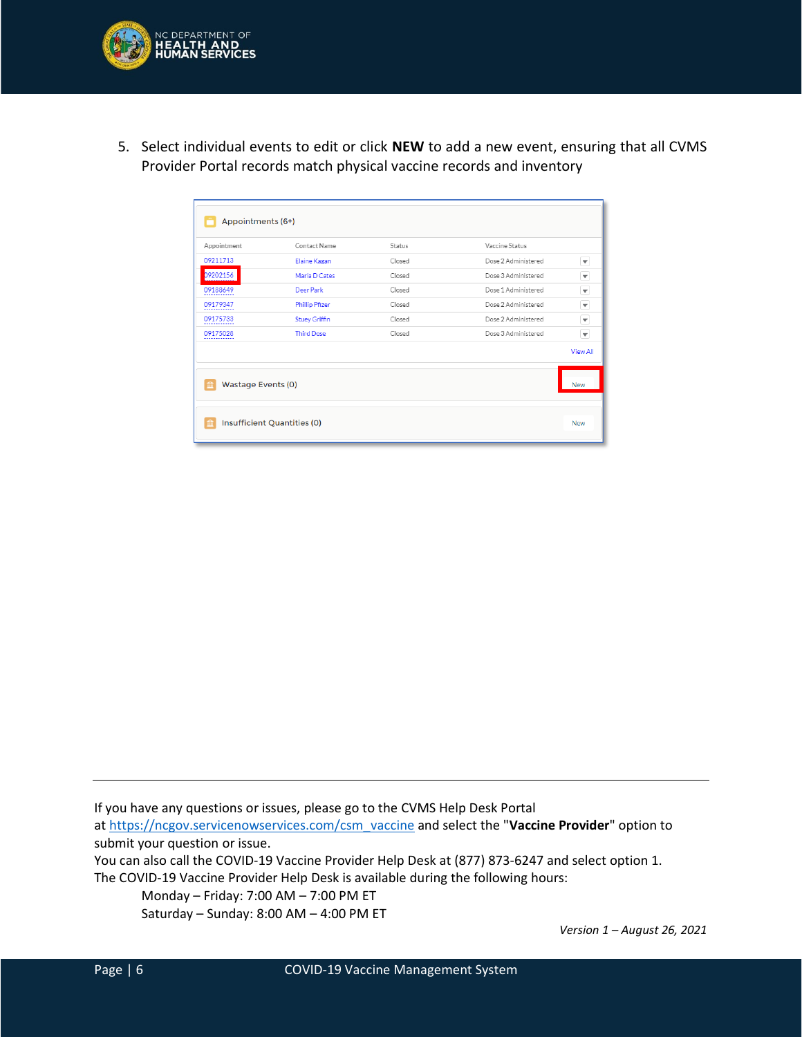5. Select individual events to edit or click **NEW** to add a new event, ensuring that all CVMS Provider Portal records match physical vaccine records and inventory

Appointments (6+)

| Appointment | Contact Name | Status | Vaccine Status |
| --- | --- | --- | --- |
| 09211713 | Elaine Kagan | Closed | Dose 2 Administered |
| 09202156 | Maria D Cates | Closed | Dose 3 Administered |
| 09188649 | Deer Park | Closed | Dose 1 Administered |
| 09179347 | Phillip Pfizer | Closed | Dose 2 Administered |
| 09175733 | Stuey Griffin | Closed | Dose 2 Administered |
| 09175028 | Third Dose | Closed | Dose 3 Administered |

View All

Wastage Events (0) New

Insufficient Quantities (0) New

---

If you have any questions or issues, please go to the CVMS Help Desk Portal at https://ncgov.servicenowservices.com/csm_vaccine and select the "**Vaccine Provider**" option to submit your question or issue.
You can also call the COVID-19 Vaccine Provider Help Desk at (877) 873-6247 and select option 1.
The COVID-19 Vaccine Provider Help Desk is available during the following hours:

Monday – Friday: 7:00 AM – 7:00 PM ET
Saturday – Sunday: 8:00 AM – 4:00 PM ET

*Version 1 – August 26, 2021*